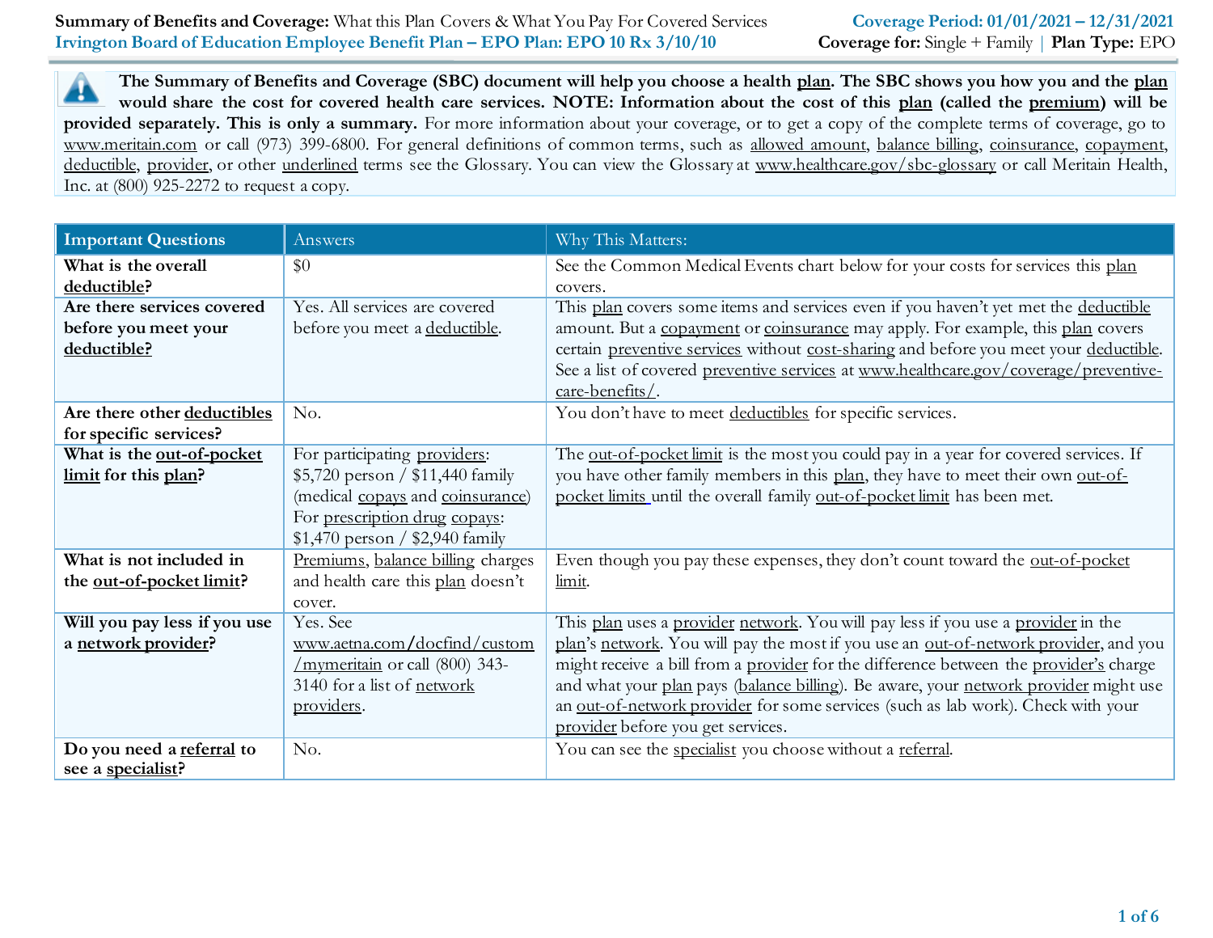**Summary of Benefits and Coverage:** What this Plan Covers & What You Pay For Covered Services
**Coverage Period: 01/01/2021 – 12/31/2021**
**Irvington Board of Education Employee Benefit Plan – EPO Plan: EPO 10 Rx 3/10/10**
**Coverage for:** Single + Family | **Plan Type:** EPO

**The Summary of Benefits and Coverage (SBC) document will help you choose a health plan. The SBC shows you how you and the plan would share the cost for covered health care services. NOTE: Information about the cost of this plan (called the premium) will be provided separately. This is only a summary.** For more information about your coverage, or to get a copy of the complete terms of coverage, go to www.meritain.com or call (973) 399-6800. For general definitions of common terms, such as allowed amount, balance billing, coinsurance, copayment, deductible, provider, or other underlined terms see the Glossary. You can view the Glossary at www.healthcare.gov/sbc-glossary or call Meritain Health, Inc. at (800) 925-2272 to request a copy.

| Important Questions | Answers | Why This Matters: |
|---|---|---|
| **What is the overall deductible?** | $0 | See the Common Medical Events chart below for your costs for services this plan covers. |
| **Are there services covered before you meet your deductible?** | Yes. All services are covered before you meet a deductible. | This plan covers some items and services even if you haven't yet met the deductible amount. But a copayment or coinsurance may apply. For example, this plan covers certain preventive services without cost-sharing and before you meet your deductible. See a list of covered preventive services at www.healthcare.gov/coverage/preventive-care-benefits/. |
| **Are there other deductibles for specific services?** | No. | You don't have to meet deductibles for specific services. |
| **What is the out-of-pocket limit for this plan?** | For participating providers: $5,720 person / $11,440 family (medical copays and coinsurance) For prescription drug copays: $1,470 person / $2,940 family | The out-of-pocket limit is the most you could pay in a year for covered services. If you have other family members in this plan, they have to meet their own out-of-pocket limits until the overall family out-of-pocket limit has been met. |
| **What is not included in the out-of-pocket limit?** | Premiums, balance billing charges and health care this plan doesn't cover. | Even though you pay these expenses, they don't count toward the out-of-pocket limit. |
| **Will you pay less if you use a network provider?** | Yes. See www.aetna.com/docfind/custom/mymeritain or call (800) 343-3140 for a list of network providers. | This plan uses a provider network. You will pay less if you use a provider in the plan's network. You will pay the most if you use an out-of-network provider, and you might receive a bill from a provider for the difference between the provider's charge and what your plan pays (balance billing). Be aware, your network provider might use an out-of-network provider for some services (such as lab work). Check with your provider before you get services. |
| **Do you need a referral to see a specialist?** | No. | You can see the specialist you choose without a referral. |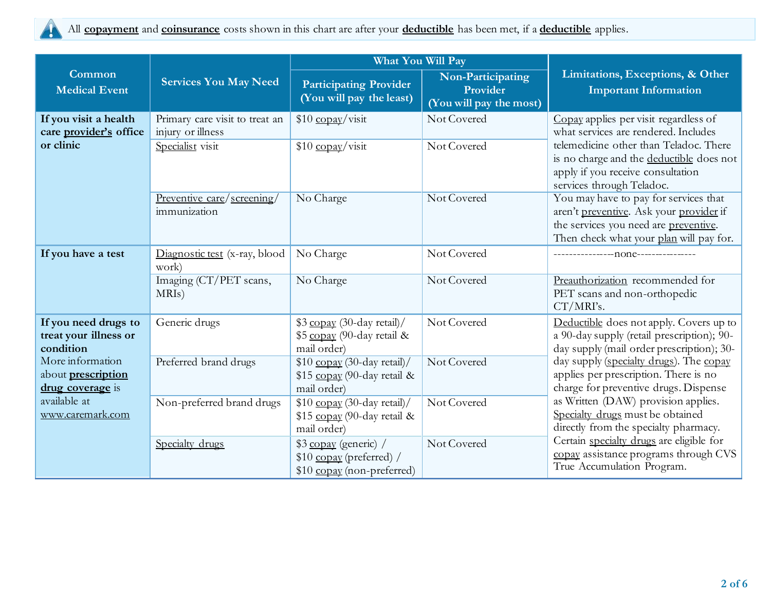All **copayment** and **coinsurance** costs shown in this chart are after your **deductible** has been met, if a **deductible** applies.

| Common Medical Event | Services You May Need | What You Will Pay | | Limitations, Exceptions, & Other Important Information |
|---|---|---|---|---|
| | | Participating Provider (You will pay the least) | Non-Participating Provider (You will pay the most) | |
| **If you visit a health care provider's office or clinic** | Primary care visit to treat an injury or illness | $10 copay/visit | Not Covered | Copay applies per visit regardless of what services are rendered. Includes telemedicine other than Teladoc. There is no charge and the deductible does not apply if you receive consultation services through Teladoc. |
| | Specialist visit | $10 copay/visit | Not Covered | |
| | Preventive care/screening/ immunization | No Charge | Not Covered | You may have to pay for services that aren't preventive. Ask your provider if the services you need are preventive. Then check what your plan will pay for. |
| **If you have a test** | Diagnostic test (x-ray, blood work) | No Charge | Not Covered | ---------------none--------------- |
| | Imaging (CT/PET scans, MRIs) | No Charge | Not Covered | Preauthorization recommended for PET scans and non-orthopedic CT/MRI's. |
| **If you need drugs to treat your illness or condition** More information about **prescription drug coverage** is available at www.caremark.com | Generic drugs | $3 copay (30-day retail)/ $5 copay (90-day retail & mail order) | Not Covered | Deductible does not apply. Covers up to a 90-day supply (retail prescription); 90-day supply (mail order prescription); 30-day supply (specialty drugs). The copay applies per prescription. There is no charge for preventive drugs. Dispense as Written (DAW) provision applies. Specialty drugs must be obtained directly from the specialty pharmacy. Certain specialty drugs are eligible for copay assistance programs through CVS True Accumulation Program. |
| | Preferred brand drugs | $10 copay (30-day retail)/ $15 copay (90-day retail & mail order) | Not Covered | |
| | Non-preferred brand drugs | $10 copay (30-day retail)/ $15 copay (90-day retail & mail order) | Not Covered | |
| | Specialty drugs | $3 copay (generic) / $10 copay (preferred) / $10 copay (non-preferred) | Not Covered | |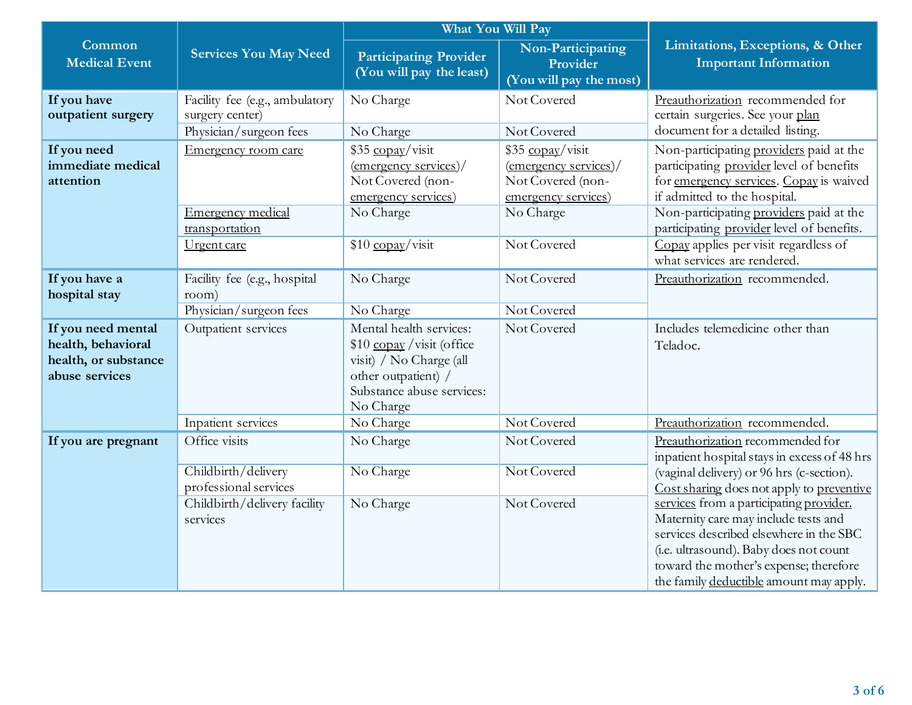| Common Medical Event | Services You May Need | What You Will Pay | | Limitations, Exceptions, & Other Important Information |
|---|---|---|---|---|
| | | Participating Provider (You will pay the least) | Non-Participating Provider (You will pay the most) | |
| **If you have outpatient surgery** | Facility fee (e.g., ambulatory surgery center) | No Charge | Not Covered | Preauthorization recommended for certain surgeries. See your plan document for a detailed listing. |
| | Physician/surgeon fees | No Charge | Not Covered | |
| **If you need immediate medical attention** | Emergency room care | $35 copay/visit (emergency services)/ Not Covered (non-emergency services) | $35 copay/visit (emergency services)/ Not Covered (non-emergency services) | Non-participating providers paid at the participating provider level of benefits for emergency services. Copay is waived if admitted to the hospital. |
| | Emergency medical transportation | No Charge | No Charge | Non-participating providers paid at the participating provider level of benefits. |
| | Urgent care | $10 copay/visit | Not Covered | Copay applies per visit regardless of what services are rendered. |
| **If you have a hospital stay** | Facility fee (e.g., hospital room) | No Charge | Not Covered | Preauthorization recommended. |
| | Physician/surgeon fees | No Charge | Not Covered | |
| **If you need mental health, behavioral health, or substance abuse services** | Outpatient services | Mental health services: $10 copay /visit (office visit) / No Charge (all other outpatient) / Substance abuse services: No Charge | Not Covered | Includes telemedicine other than Teladoc. |
| | Inpatient services | No Charge | Not Covered | Preauthorization recommended. |
| **If you are pregnant** | Office visits | No Charge | Not Covered | Preauthorization recommended for inpatient hospital stays in excess of 48 hrs (vaginal delivery) or 96 hrs (c-section). Cost sharing does not apply to preventive services from a participating provider. Maternity care may include tests and services described elsewhere in the SBC (i.e. ultrasound). Baby does not count toward the mother's expense; therefore the family deductible amount may apply. |
| | Childbirth/delivery professional services | No Charge | Not Covered | |
| | Childbirth/delivery facility services | No Charge | Not Covered | |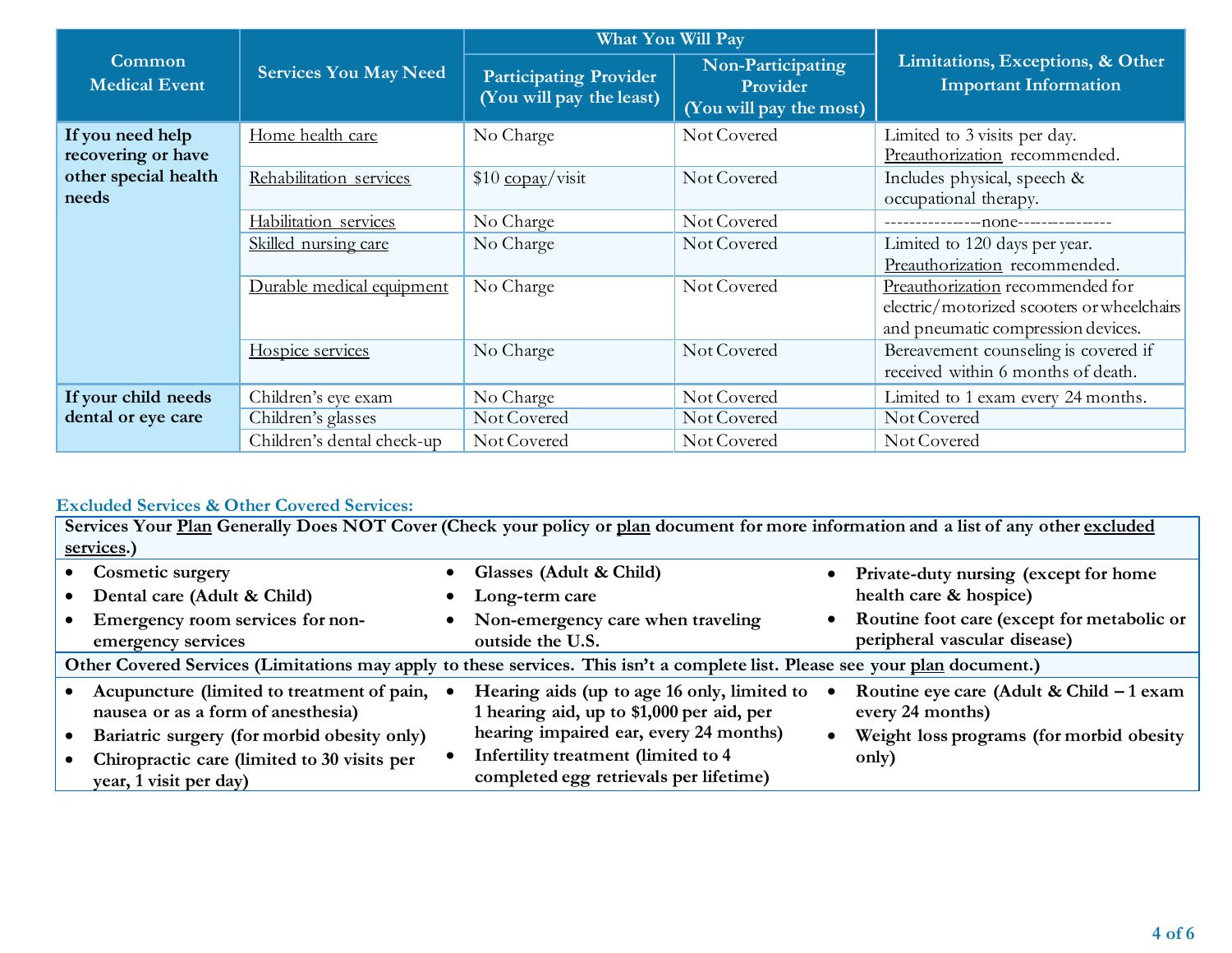| Common Medical Event | Services You May Need | What You Will Pay | | Limitations, Exceptions, & Other Important Information |
|---|---|---|---|---|
| | | Participating Provider (You will pay the least) | Non-Participating Provider (You will pay the most) | |
| If you need help recovering or have other special health needs | Home health care | No Charge | Not Covered | Limited to 3 visits per day. Preauthorization recommended. |
| | Rehabilitation services | $10 copay/visit | Not Covered | Includes physical, speech & occupational therapy. |
| | Habilitation services | No Charge | Not Covered | ---------------none--------------- |
| | Skilled nursing care | No Charge | Not Covered | Limited to 120 days per year. Preauthorization recommended. |
| | Durable medical equipment | No Charge | Not Covered | Preauthorization recommended for electric/motorized scooters or wheelchairs and pneumatic compression devices. |
| | Hospice services | No Charge | Not Covered | Bereavement counseling is covered if received within 6 months of death. |
| If your child needs dental or eye care | Children's eye exam | No Charge | Not Covered | Limited to 1 exam every 24 months. |
| | Children's glasses | Not Covered | Not Covered | Not Covered |
| | Children's dental check-up | Not Covered | Not Covered | Not Covered |

## Excluded Services & Other Covered Services:

**Services Your Plan Generally Does NOT Cover (Check your policy or plan document for more information and a list of any other excluded services.)**

- **Cosmetic surgery**
- **Dental care (Adult & Child)**
- **Emergency room services for non-emergency services**
- **Glasses (Adult & Child)**
- **Long-term care**
- **Non-emergency care when traveling outside the U.S.**
- **Private-duty nursing (except for home health care & hospice)**
- **Routine foot care (except for metabolic or peripheral vascular disease)**

**Other Covered Services (Limitations may apply to these services. This isn't a complete list. Please see your plan document.)**

- **Acupuncture (limited to treatment of pain, nausea or as a form of anesthesia)**
- **Bariatric surgery (for morbid obesity only)**
- **Chiropractic care (limited to 30 visits per year, 1 visit per day)**
- **Hearing aids (up to age 16 only, limited to 1 hearing aid, up to $1,000 per aid, per hearing impaired ear, every 24 months)**
- **Infertility treatment (limited to 4 completed egg retrievals per lifetime)**
- **Routine eye care (Adult & Child – 1 exam every 24 months)**
- **Weight loss programs (for morbid obesity only)**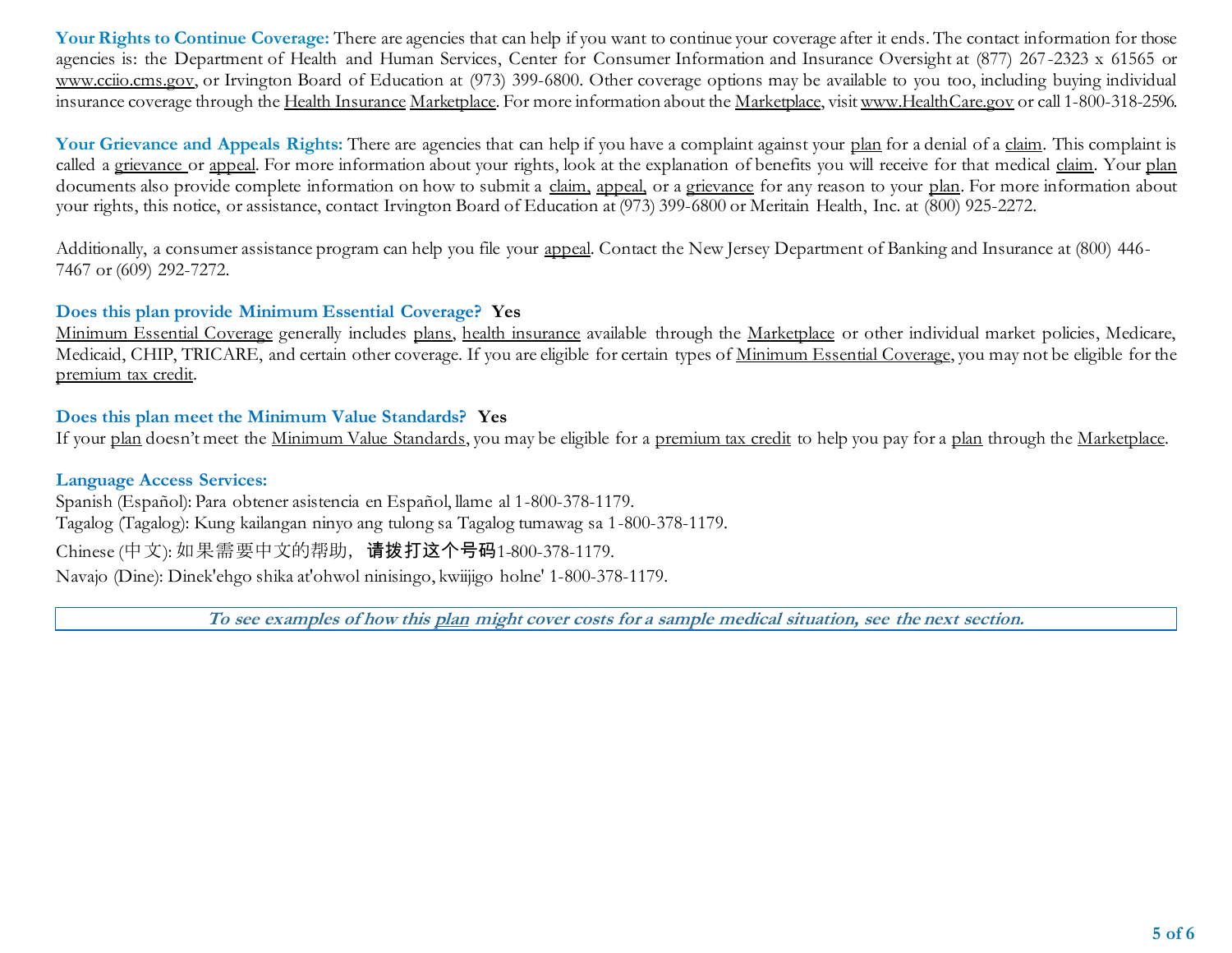**Your Rights to Continue Coverage:** There are agencies that can help if you want to continue your coverage after it ends. The contact information for those agencies is: the Department of Health and Human Services, Center for Consumer Information and Insurance Oversight at (877) 267-2323 x 61565 or www.cciio.cms.gov, or Irvington Board of Education at (973) 399-6800. Other coverage options may be available to you too, including buying individual insurance coverage through the Health Insurance Marketplace. For more information about the Marketplace, visit www.HealthCare.gov or call 1-800-318-2596.

**Your Grievance and Appeals Rights:** There are agencies that can help if you have a complaint against your plan for a denial of a claim. This complaint is called a grievance or appeal. For more information about your rights, look at the explanation of benefits you will receive for that medical claim. Your plan documents also provide complete information on how to submit a claim, appeal, or a grievance for any reason to your plan. For more information about your rights, this notice, or assistance, contact Irvington Board of Education at (973) 399-6800 or Meritain Health, Inc. at (800) 925-2272.

Additionally, a consumer assistance program can help you file your appeal. Contact the New Jersey Department of Banking and Insurance at (800) 446-7467 or (609) 292-7272.

**Does this plan provide Minimum Essential Coverage? Yes**

Minimum Essential Coverage generally includes plans, health insurance available through the Marketplace or other individual market policies, Medicare, Medicaid, CHIP, TRICARE, and certain other coverage. If you are eligible for certain types of Minimum Essential Coverage, you may not be eligible for the premium tax credit.

**Does this plan meet the Minimum Value Standards? Yes**

If your plan doesn't meet the Minimum Value Standards, you may be eligible for a premium tax credit to help you pay for a plan through the Marketplace.

**Language Access Services:**

Spanish (Español): Para obtener asistencia en Español, llame al 1-800-378-1179.
Tagalog (Tagalog): Kung kailangan ninyo ang tulong sa Tagalog tumawag sa 1-800-378-1179.
Chinese (中文): 如果需要中文的帮助，请拨打这个号码1-800-378-1179.
Navajo (Dine): Dinek'ehgo shika at'ohwol ninisingo, kwiijigo holne' 1-800-378-1179.

***To see examples of how this plan might cover costs for a sample medical situation, see the next section.***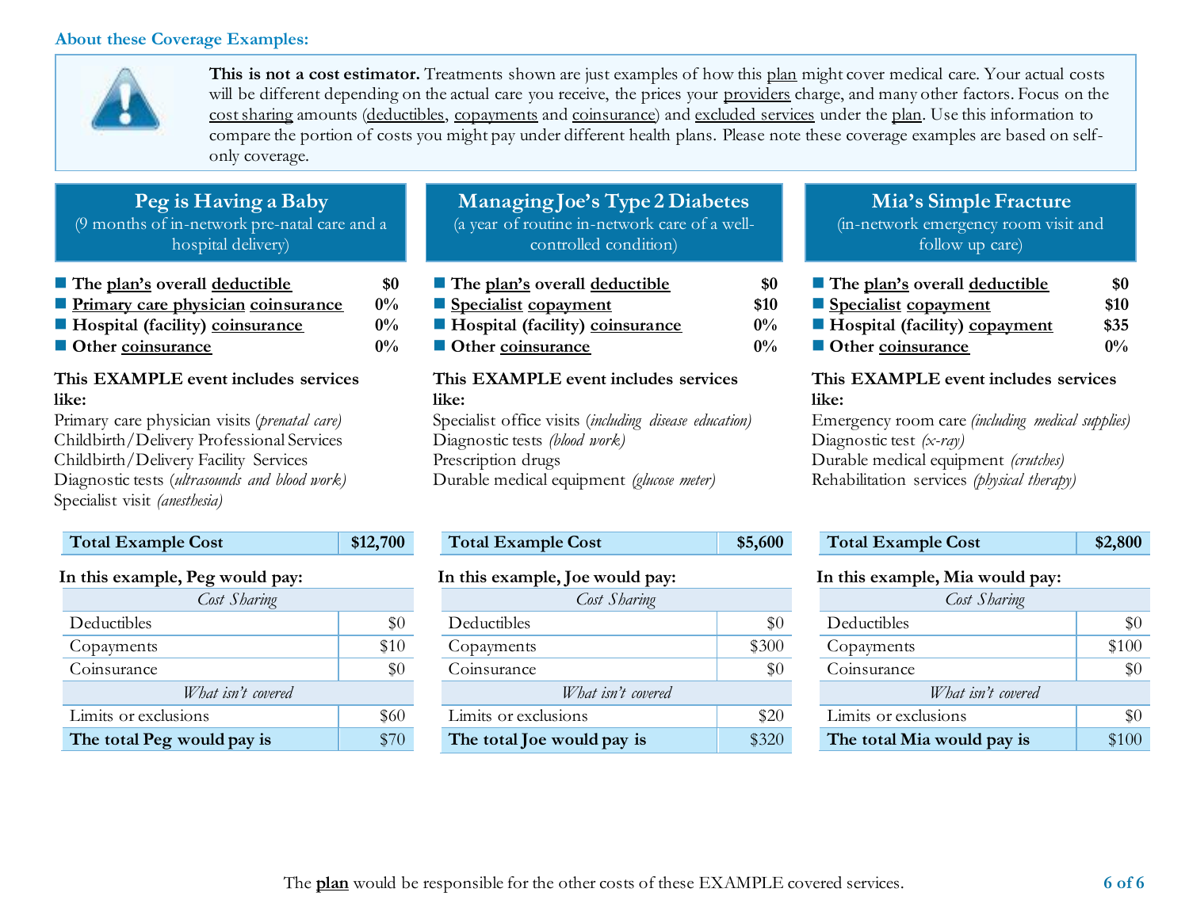### About these Coverage Examples:

**This is not a cost estimator.** Treatments shown are just examples of how this plan might cover medical care. Your actual costs will be different depending on the actual care you receive, the prices your providers charge, and many other factors. Focus on the cost sharing amounts (deductibles, copayments and coinsurance) and excluded services under the plan. Use this information to compare the portion of costs you might pay under different health plans. Please note these coverage examples are based on self-only coverage.

## Peg is Having a Baby

(9 months of in-network pre-natal care and a hospital delivery)

- **The plan's overall deductible** **$0**
- **Primary care physician coinsurance** **0%**
- **Hospital (facility) coinsurance** **0%**
- **Other coinsurance** **0%**

**This EXAMPLE event includes services like:**

Primary care physician visits *(prenatal care)*
Childbirth/Delivery Professional Services
Childbirth/Delivery Facility Services
Diagnostic tests *(ultrasounds and blood work)*
Specialist visit *(anesthesia)*

| **Total Example Cost** | **$12,700** |
|---|---|

**In this example, Peg would pay:**

| *Cost Sharing* | |
|---|---|
| Deductibles | $0 |
| Copayments | $10 |
| Coinsurance | $0 |
| *What isn't covered* | |
| Limits or exclusions | $60 |
| **The total Peg would pay is** | $70 |

## Managing Joe's Type 2 Diabetes

(a year of routine in-network care of a well-controlled condition)

- **The plan's overall deductible** **$0**
- **Specialist copayment** **$10**
- **Hospital (facility) coinsurance** **0%**
- **Other coinsurance** **0%**

**This EXAMPLE event includes services like:**

Specialist office visits *(including disease education)*
Diagnostic tests *(blood work)*
Prescription drugs
Durable medical equipment *(glucose meter)*

| **Total Example Cost** | **$5,600** |
|---|---|

**In this example, Joe would pay:**

| *Cost Sharing* | |
|---|---|
| Deductibles | $0 |
| Copayments | $300 |
| Coinsurance | $0 |
| *What isn't covered* | |
| Limits or exclusions | $20 |
| **The total Joe would pay is** | $320 |

## Mia's Simple Fracture

(in-network emergency room visit and follow up care)

- **The plan's overall deductible** **$0**
- **Specialist copayment** **$10**
- **Hospital (facility) copayment** **$35**
- **Other coinsurance** **0%**

**This EXAMPLE event includes services like:**

Emergency room care *(including medical supplies)*
Diagnostic test *(x-ray)*
Durable medical equipment *(crutches)*
Rehabilitation services *(physical therapy)*

| **Total Example Cost** | **$2,800** |
|---|---|

**In this example, Mia would pay:**

| *Cost Sharing* | |
|---|---|
| Deductibles | $0 |
| Copayments | $100 |
| Coinsurance | $0 |
| *What isn't covered* | |
| Limits or exclusions | $0 |
| **The total Mia would pay is** | $100 |

The **plan** would be responsible for the other costs of these EXAMPLE covered services.